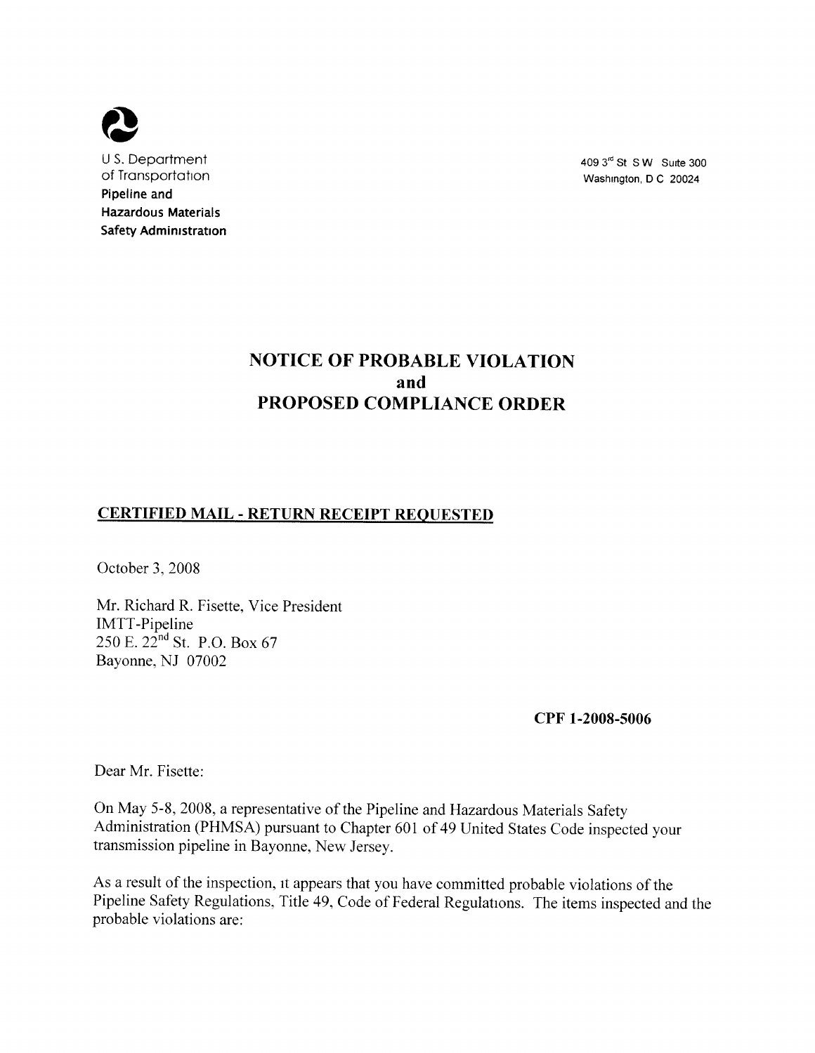U.S. Department of Transportation
**Pipeline and Hazardous Materials Safety Administration**

409 3rd St S W Suite 300
Washington, D C 20024

# NOTICE OF PROBABLE VIOLATION and PROPOSED COMPLIANCE ORDER

**CERTIFIED MAIL - RETURN RECEIPT REQUESTED**

October 3, 2008

Mr. Richard R. Fisette, Vice President
IMTT-Pipeline
250 E. 22nd St. P.O. Box 67
Bayonne, NJ 07002

**CPF 1-2008-5006**

Dear Mr. Fisette:

On May 5-8, 2008, a representative of the Pipeline and Hazardous Materials Safety Administration (PHMSA) pursuant to Chapter 601 of 49 United States Code inspected your transmission pipeline in Bayonne, New Jersey.

As a result of the inspection, it appears that you have committed probable violations of the Pipeline Safety Regulations, Title 49, Code of Federal Regulations. The items inspected and the probable violations are: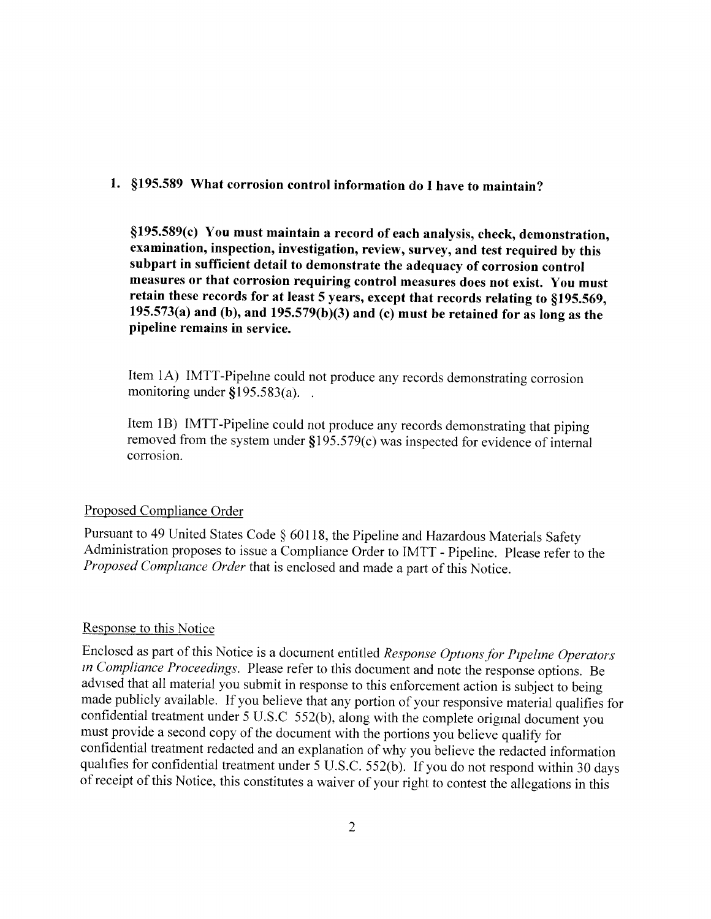1. **§195.589 What corrosion control information do I have to maintain?**

   **§195.589(c) You must maintain a record of each analysis, check, demonstration, examination, inspection, investigation, review, survey, and test required by this subpart in sufficient detail to demonstrate the adequacy of corrosion control measures or that corrosion requiring control measures does not exist. You must retain these records for at least 5 years, except that records relating to §195.569, 195.573(a) and (b), and 195.579(b)(3) and (c) must be retained for as long as the pipeline remains in service.**

   Item 1A) IMTT-Pipeline could not produce any records demonstrating corrosion monitoring under §195.583(a). .

   Item 1B) IMTT-Pipeline could not produce any records demonstrating that piping removed from the system under §195.579(c) was inspected for evidence of internal corrosion.

<u>Proposed Compliance Order</u>

Pursuant to 49 United States Code § 60118, the Pipeline and Hazardous Materials Safety Administration proposes to issue a Compliance Order to IMTT - Pipeline. Please refer to the *Proposed Compliance Order* that is enclosed and made a part of this Notice.

<u>Response to this Notice</u>

Enclosed as part of this Notice is a document entitled *Response Options for Pipeline Operators in Compliance Proceedings*. Please refer to this document and note the response options. Be advised that all material you submit in response to this enforcement action is subject to being made publicly available. If you believe that any portion of your responsive material qualifies for confidential treatment under 5 U.S.C 552(b), along with the complete original document you must provide a second copy of the document with the portions you believe qualify for confidential treatment redacted and an explanation of why you believe the redacted information qualifies for confidential treatment under 5 U.S.C. 552(b). If you do not respond within 30 days of receipt of this Notice, this constitutes a waiver of your right to contest the allegations in this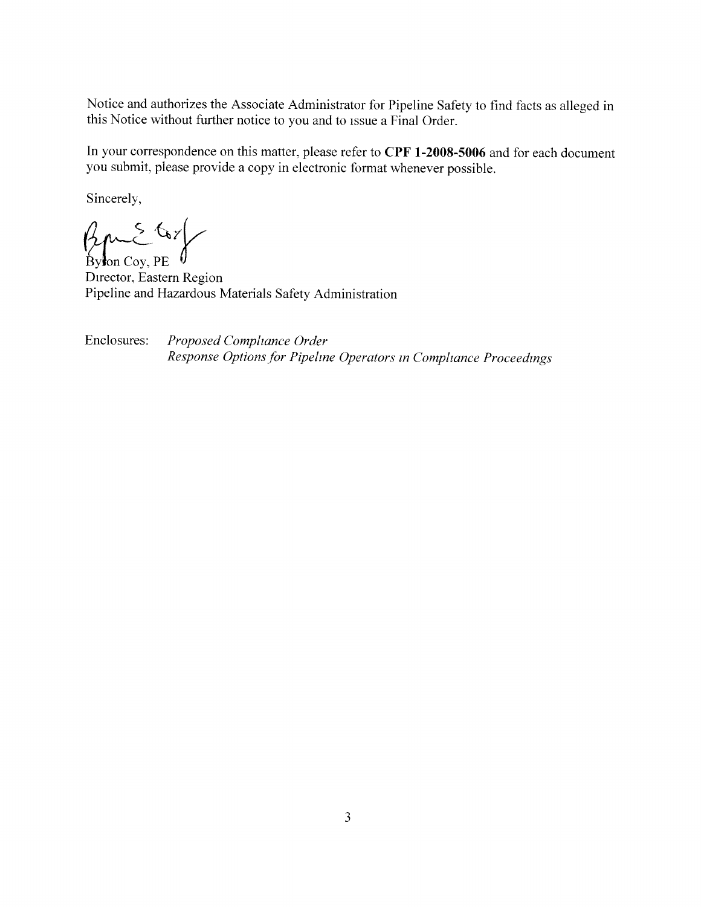Notice and authorizes the Associate Administrator for Pipeline Safety to find facts as alleged in this Notice without further notice to you and to issue a Final Order.

In your correspondence on this matter, please refer to **CPF 1-2008-5006** and for each document you submit, please provide a copy in electronic format whenever possible.

Sincerely,

Byron Coy, PE
Director, Eastern Region
Pipeline and Hazardous Materials Safety Administration

Enclosures: *Proposed Compliance Order*
*Response Options for Pipeline Operators in Compliance Proceedings*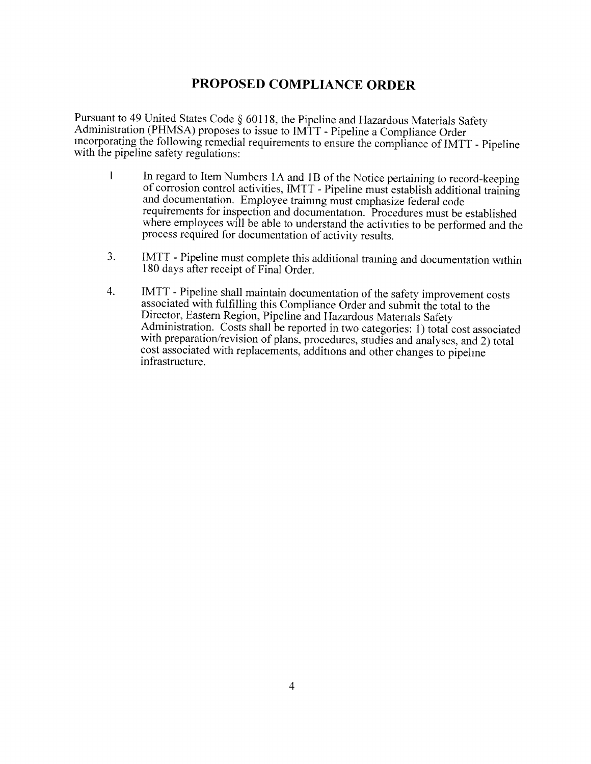# PROPOSED COMPLIANCE ORDER

Pursuant to 49 United States Code § 60118, the Pipeline and Hazardous Materials Safety Administration (PHMSA) proposes to issue to IMTT - Pipeline a Compliance Order incorporating the following remedial requirements to ensure the compliance of IMTT - Pipeline with the pipeline safety regulations:

1 In regard to Item Numbers 1A and 1B of the Notice pertaining to record-keeping of corrosion control activities, IMTT - Pipeline must establish additional training and documentation. Employee training must emphasize federal code requirements for inspection and documentation. Procedures must be established where employees will be able to understand the activities to be performed and the process required for documentation of activity results.

3. IMTT - Pipeline must complete this additional training and documentation within 180 days after receipt of Final Order.

4. IMTT - Pipeline shall maintain documentation of the safety improvement costs associated with fulfilling this Compliance Order and submit the total to the Director, Eastern Region, Pipeline and Hazardous Materials Safety Administration. Costs shall be reported in two categories: 1) total cost associated with preparation/revision of plans, procedures, studies and analyses, and 2) total cost associated with replacements, additions and other changes to pipeline infrastructure.